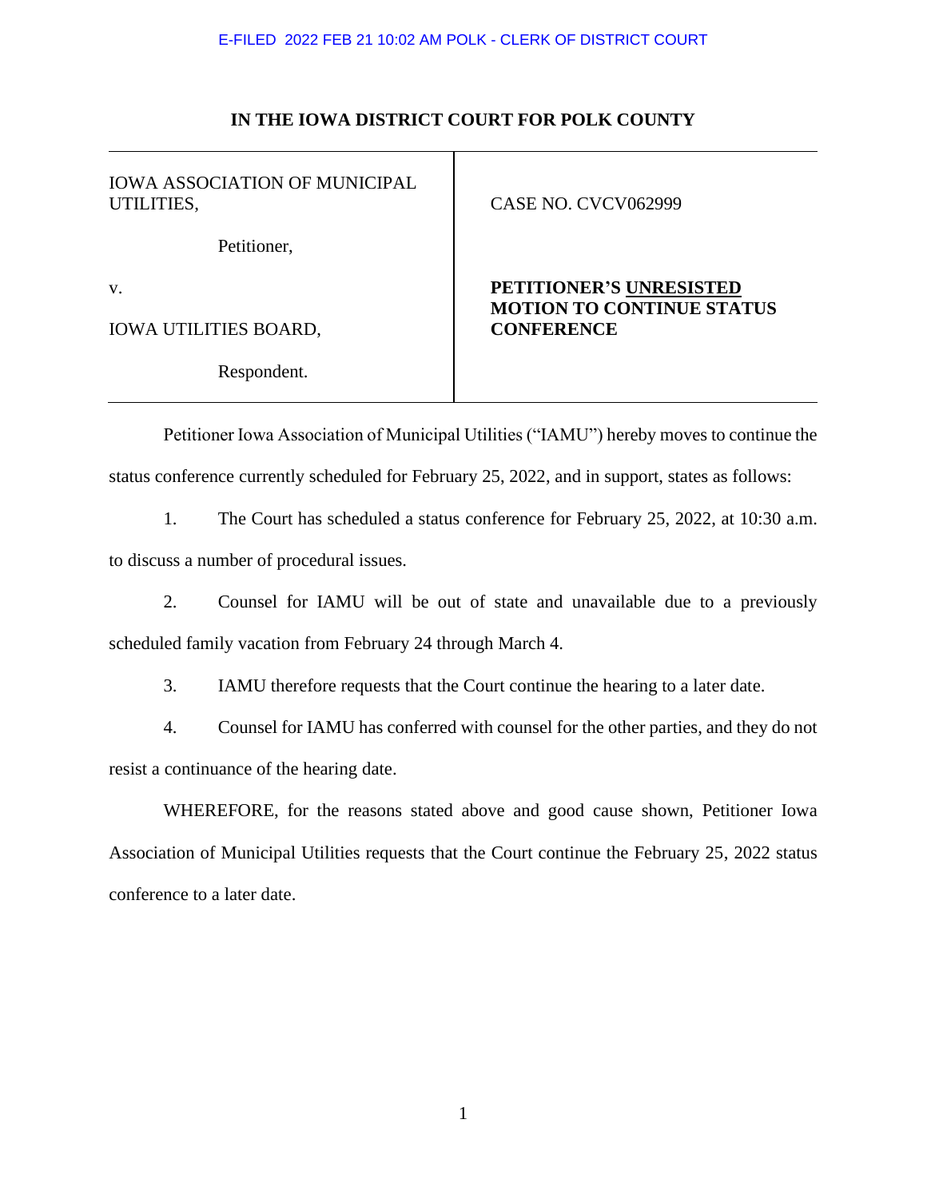E-FILED 2022 FEB 21 10:02 AM POLK - CLERK OF DISTRICT COURT

**IN THE IOWA DISTRICT COURT FOR POLK COUNTY**

| | |
|---|---|
| IOWA ASSOCIATION OF MUNICIPAL UTILITIES,<br><br>Petitioner,<br><br>v.<br><br>IOWA UTILITIES BOARD,<br><br>Respondent. | CASE NO. CVCV062999<br><br>**PETITIONER'S <u>UNRESISTED</u> MOTION TO CONTINUE STATUS CONFERENCE** |

Petitioner Iowa Association of Municipal Utilities ("IAMU") hereby moves to continue the status conference currently scheduled for February 25, 2022, and in support, states as follows:

1. The Court has scheduled a status conference for February 25, 2022, at 10:30 a.m. to discuss a number of procedural issues.

2. Counsel for IAMU will be out of state and unavailable due to a previously scheduled family vacation from February 24 through March 4.

3. IAMU therefore requests that the Court continue the hearing to a later date.

4. Counsel for IAMU has conferred with counsel for the other parties, and they do not resist a continuance of the hearing date.

WHEREFORE, for the reasons stated above and good cause shown, Petitioner Iowa Association of Municipal Utilities requests that the Court continue the February 25, 2022 status conference to a later date.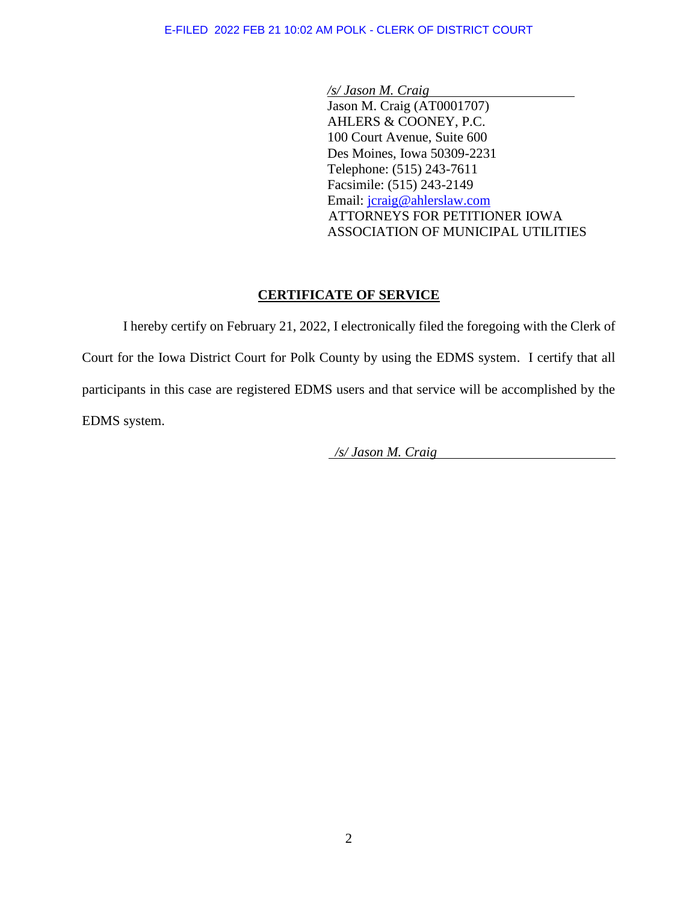*/s/ Jason M. Craig*
Jason M. Craig (AT0001707)
AHLERS & COONEY, P.C.
100 Court Avenue, Suite 600
Des Moines, Iowa 50309-2231
Telephone: (515) 243-7611
Facsimile: (515) 243-2149
Email: jcraig@ahlerslaw.com
ATTORNEYS FOR PETITIONER IOWA ASSOCIATION OF MUNICIPAL UTILITIES

## CERTIFICATE OF SERVICE

I hereby certify on February 21, 2022, I electronically filed the foregoing with the Clerk of Court for the Iowa District Court for Polk County by using the EDMS system. I certify that all participants in this case are registered EDMS users and that service will be accomplished by the EDMS system.

*/s/ Jason M. Craig*